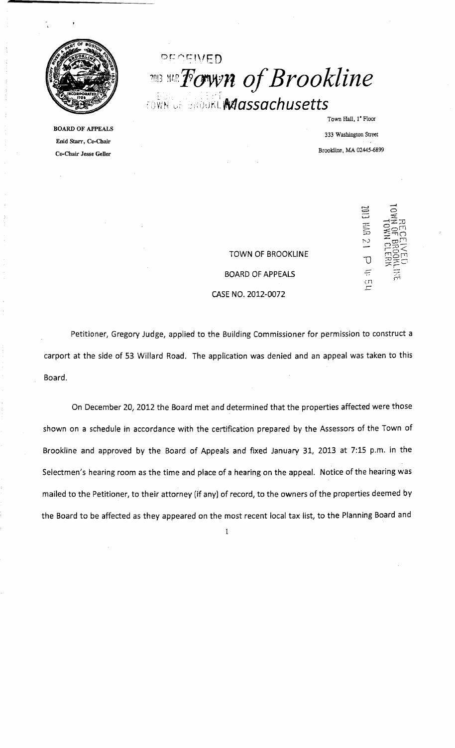# Town of Brookline
## Massachusetts

BOARD OF APPEALS
Enid Starr, Co-Chair
Co-Chair Jesse Geller

Town Hall, 1st Floor
333 Washington Street
Brookline, MA 02445-6899

RECEIVED
2013 MAR 19
TOWN OF BROOKLINE

RECEIVED
TOWN OF BROOKLINE
TOWN CLERK
2013 MAR 21 P 4:54

TOWN OF BROOKLINE

BOARD OF APPEALS

CASE NO. 2012-0072

Petitioner, Gregory Judge, applied to the Building Commissioner for permission to construct a carport at the side of 53 Willard Road. The application was denied and an appeal was taken to this Board.

On December 20, 2012 the Board met and determined that the properties affected were those shown on a schedule in accordance with the certification prepared by the Assessors of the Town of Brookline and approved by the Board of Appeals and fixed January 31, 2013 at 7:15 p.m. in the Selectmen's hearing room as the time and place of a hearing on the appeal. Notice of the hearing was mailed to the Petitioner, to their attorney (if any) of record, to the owners of the properties deemed by the Board to be affected as they appeared on the most recent local tax list, to the Planning Board and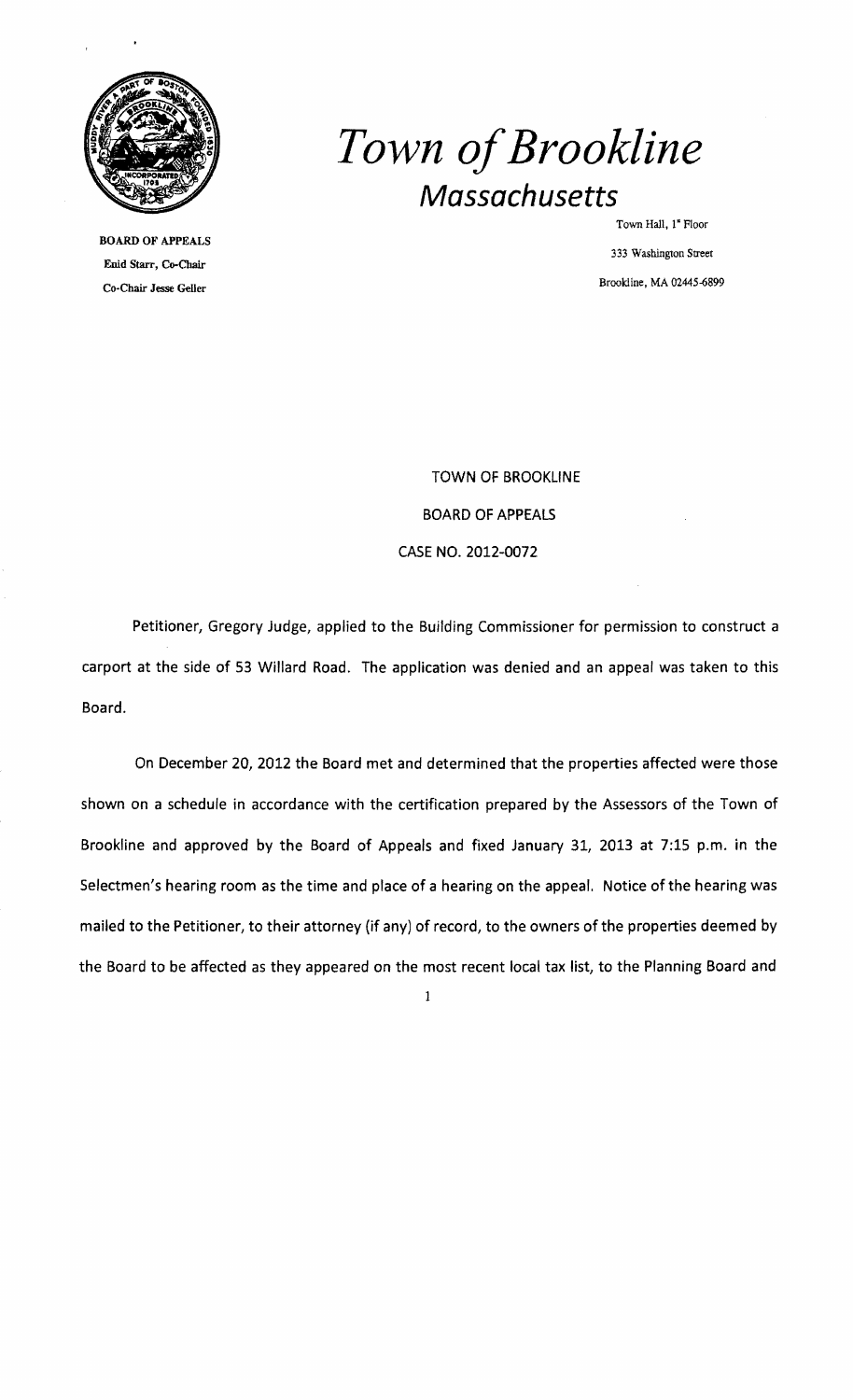# Town of Brookline
## Massachusetts

BOARD OF APPEALS
Enid Starr, Co-Chair
Co-Chair Jesse Geller

Town Hall, 1st Floor
333 Washington Street
Brookline, MA 02445-6899

TOWN OF BROOKLINE

BOARD OF APPEALS

CASE NO. 2012-0072

Petitioner, Gregory Judge, applied to the Building Commissioner for permission to construct a carport at the side of 53 Willard Road. The application was denied and an appeal was taken to this Board.

On December 20, 2012 the Board met and determined that the properties affected were those shown on a schedule in accordance with the certification prepared by the Assessors of the Town of Brookline and approved by the Board of Appeals and fixed January 31, 2013 at 7:15 p.m. in the Selectmen's hearing room as the time and place of a hearing on the appeal. Notice of the hearing was mailed to the Petitioner, to their attorney (if any) of record, to the owners of the properties deemed by the Board to be affected as they appeared on the most recent local tax list, to the Planning Board and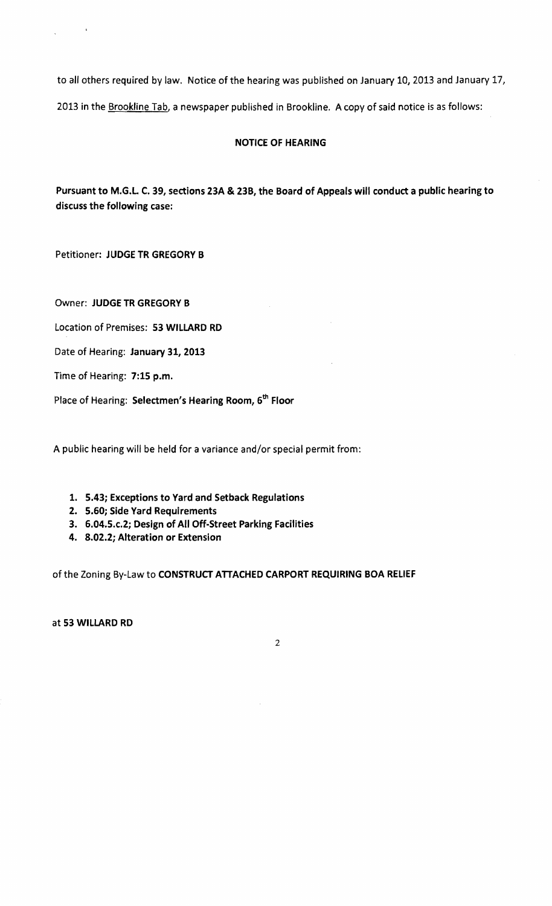to all others required by law. Notice of the hearing was published on January 10, 2013 and January 17, 2013 in the Brookline Tab, a newspaper published in Brookline. A copy of said notice is as follows:

**NOTICE OF HEARING**

**Pursuant to M.G.L. C. 39, sections 23A & 23B, the Board of Appeals will conduct a public hearing to discuss the following case:**

Petitioner: **JUDGE TR GREGORY B**

Owner: **JUDGE TR GREGORY B**

Location of Premises: **53 WILLARD RD**

Date of Hearing: **January 31, 2013**

Time of Hearing: **7:15 p.m.**

Place of Hearing: **Selectmen's Hearing Room, 6th Floor**

A public hearing will be held for a variance and/or special permit from:

1. **5.43; Exceptions to Yard and Setback Regulations**
2. **5.60; Side Yard Requirements**
3. **6.04.5.c.2; Design of All Off-Street Parking Facilities**
4. **8.02.2; Alteration or Extension**

of the Zoning By-Law to **CONSTRUCT ATTACHED CARPORT REQUIRING BOA RELIEF**

**at 53 WILLARD RD**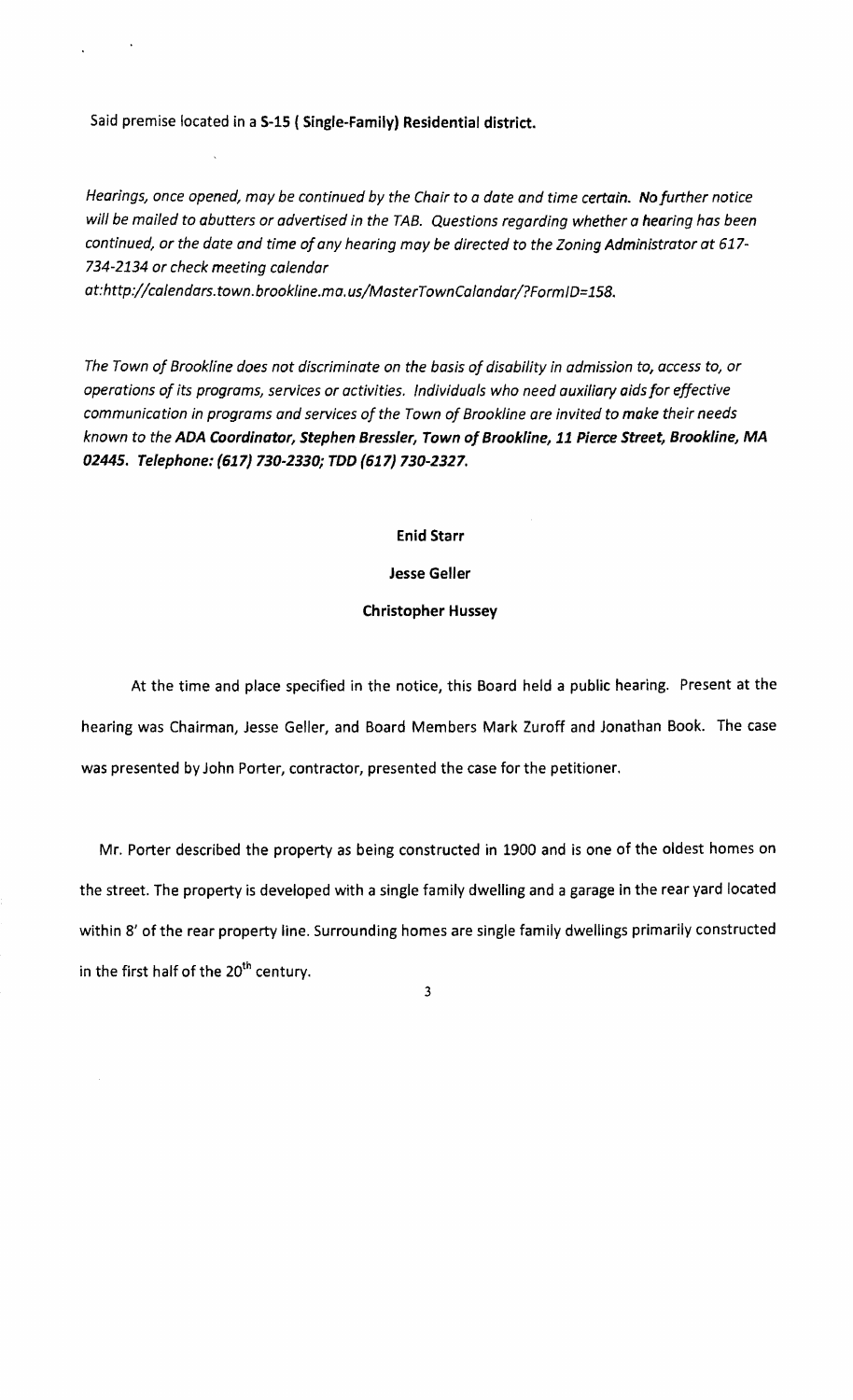Said premise located in a **S-15 ( Single-Family) Residential district.**

*Hearings, once opened, may be continued by the Chair to a date and time certain.* ***No further notice*** *will be mailed to abutters or advertised in the TAB. Questions regarding whether a* ***hearing*** *has been continued, or the date and time of any hearing may be directed to the Zoning Administrator at 617-734-2134 or check meeting calendar at:http://calendars.town.brookline.ma.us/MasterTownCalandar/?FormID=158.*

*The Town of Brookline does not discriminate on the basis of disability in admission to, access to, or operations of its programs, services or activities. Individuals who need auxiliary aids for effective communication in programs and services of the Town of Brookline are invited to make their needs known to the* ***ADA Coordinator, Stephen Bressler, Town of Brookline, 11 Pierce Street, Brookline, MA 02445. Telephone: (617) 730-2330; TDD (617) 730-2327.***

**Enid Starr**

**Jesse Geller**

**Christopher Hussey**

At the time and place specified in the notice, this Board held a public hearing. Present at the hearing was Chairman, Jesse Geller, and Board Members Mark Zuroff and Jonathan Book. The case was presented by John Porter, contractor, presented the case for the petitioner.

Mr. Porter described the property as being constructed in 1900 and is one of the oldest homes on the street. The property is developed with a single family dwelling and a garage in the rear yard located within 8' of the rear property line. Surrounding homes are single family dwellings primarily constructed in the first half of the 20th century.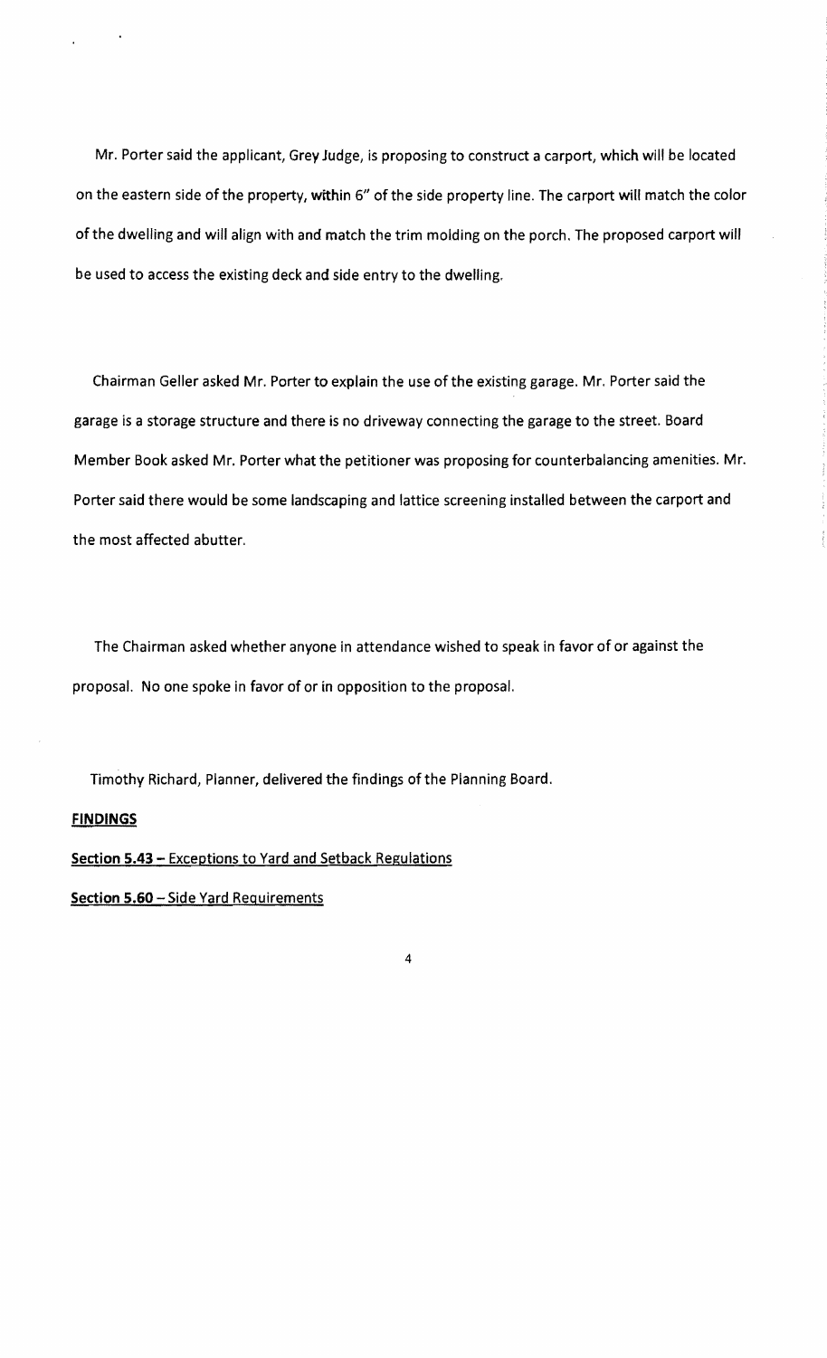Mr. Porter said the applicant, Grey Judge, is proposing to construct a carport, which will be located on the eastern side of the property, within 6" of the side property line. The carport will match the color of the dwelling and will align with and match the trim molding on the porch. The proposed carport will be used to access the existing deck and side entry to the dwelling.

Chairman Geller asked Mr. Porter to explain the use of the existing garage. Mr. Porter said the garage is a storage structure and there is no driveway connecting the garage to the street. Board Member Book asked Mr. Porter what the petitioner was proposing for counterbalancing amenities. Mr. Porter said there would be some landscaping and lattice screening installed between the carport and the most affected abutter.

The Chairman asked whether anyone in attendance wished to speak in favor of or against the proposal. No one spoke in favor of or in opposition to the proposal.

Timothy Richard, Planner, delivered the findings of the Planning Board.

**FINDINGS**

**Section 5.43** – Exceptions to Yard and Setback Regulations

**Section 5.60** – Side Yard Requirements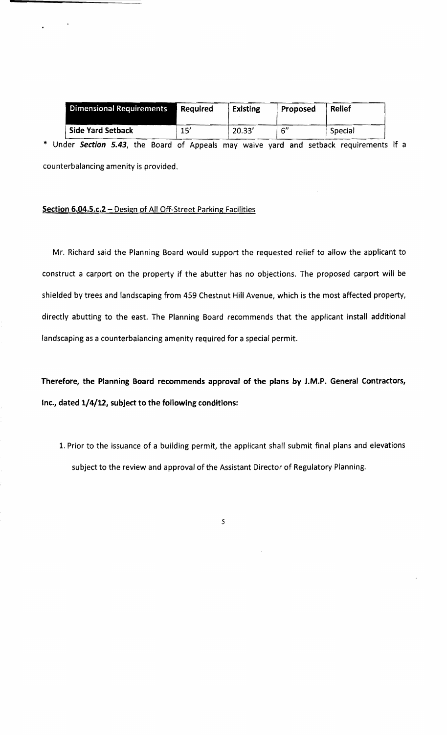| Dimensional Requirements | Required | Existing | Proposed | Relief |
|---|---|---|---|---|
| Side Yard Setback | 15' | 20.33' | 6" | Special |

* Under ***Section 5.43***, the Board of Appeals may waive yard and setback requirements if a counterbalancing amenity is provided.

**Section 6.04.5.c.2** – Design of All Off-Street Parking Facilities

Mr. Richard said the Planning Board would support the requested relief to allow the applicant to construct a carport on the property if the abutter has no objections. The proposed carport will be shielded by trees and landscaping from 459 Chestnut Hill Avenue, which is the most affected property, directly abutting to the east. The Planning Board recommends that the applicant install additional landscaping as a counterbalancing amenity required for a special permit.

**Therefore, the Planning Board recommends approval of the plans by J.M.P. General Contractors, Inc., dated 1/4/12, subject to the following conditions:**

1. Prior to the issuance of a building permit, the applicant shall submit final plans and elevations subject to the review and approval of the Assistant Director of Regulatory Planning.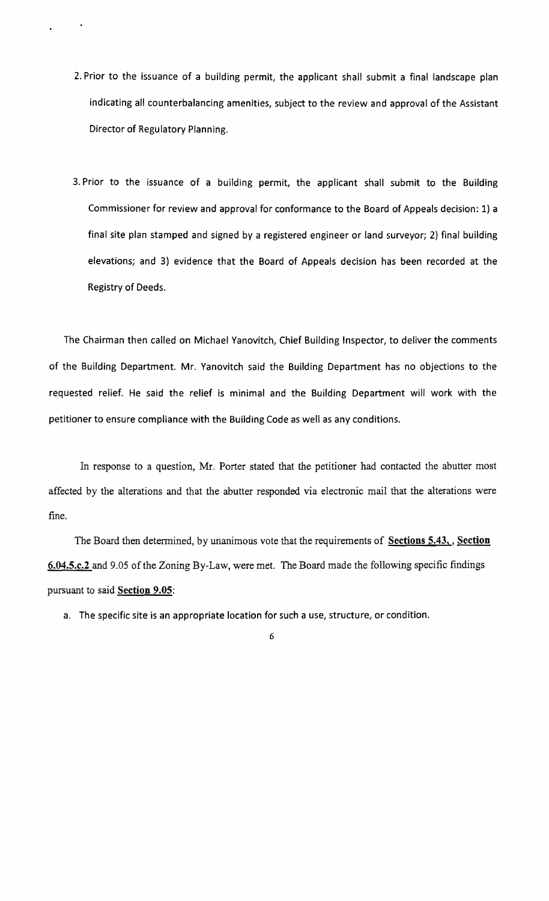2. Prior to the issuance of a building permit, the applicant shall submit a final landscape plan indicating all counterbalancing amenities, subject to the review and approval of the Assistant Director of Regulatory Planning.

3. Prior to the issuance of a building permit, the applicant shall submit to the Building Commissioner for review and approval for conformance to the Board of Appeals decision: 1) a final site plan stamped and signed by a registered engineer or land surveyor; 2) final building elevations; and 3) evidence that the Board of Appeals decision has been recorded at the Registry of Deeds.

The Chairman then called on Michael Yanovitch, Chief Building Inspector, to deliver the comments of the Building Department. Mr. Yanovitch said the Building Department has no objections to the requested relief. He said the relief is minimal and the Building Department will work with the petitioner to ensure compliance with the Building Code as well as any conditions.

In response to a question, Mr. Porter stated that the petitioner had contacted the abutter most affected by the alterations and that the abutter responded via electronic mail that the alterations were fine.

The Board then determined, by unanimous vote that the requirements of **Sections 5.43.**, **Section 6.04.5.c.2** and 9.05 of the Zoning By-Law, were met. The Board made the following specific findings pursuant to said **Section 9.05**:

a. The specific site is an appropriate location for such a use, structure, or condition.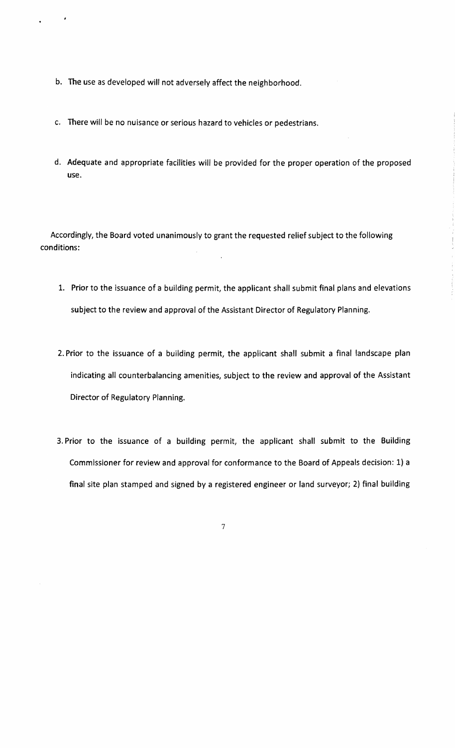b. The use as developed will not adversely affect the neighborhood.

c. There will be no nuisance or serious hazard to vehicles or pedestrians.

d. Adequate and appropriate facilities will be provided for the proper operation of the proposed use.

Accordingly, the Board voted unanimously to grant the requested relief subject to the following conditions:

1. Prior to the issuance of a building permit, the applicant shall submit final plans and elevations subject to the review and approval of the Assistant Director of Regulatory Planning.

2. Prior to the issuance of a building permit, the applicant shall submit a final landscape plan indicating all counterbalancing amenities, subject to the review and approval of the Assistant Director of Regulatory Planning.

3. Prior to the issuance of a building permit, the applicant shall submit to the Building Commissioner for review and approval for conformance to the Board of Appeals decision: 1) a final site plan stamped and signed by a registered engineer or land surveyor; 2) final building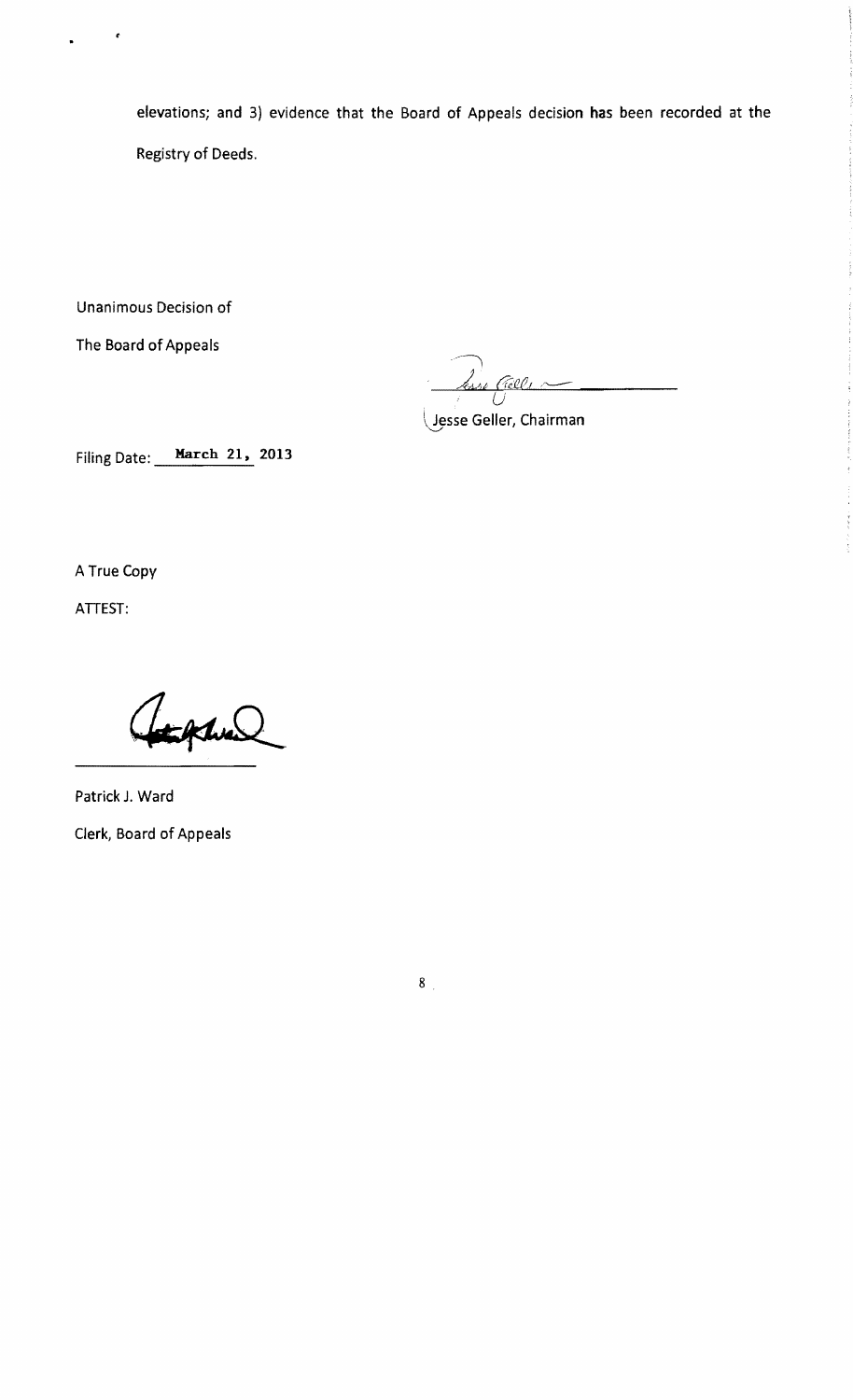elevations; and 3) evidence that the Board of Appeals decision has been recorded at the Registry of Deeds.

Unanimous Decision of

The Board of Appeals

Jesse Geller, Chairman

Filing Date: March 21, 2013

A True Copy

ATTEST:

Patrick J. Ward

Clerk, Board of Appeals